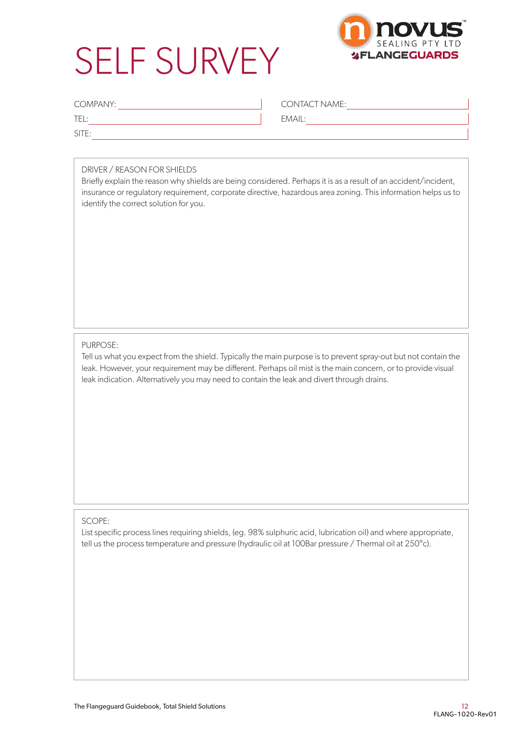# SELF SURVEY

novus SEALING PTY LTD FLANGEGUARDS

COMPANY: ______________________ CONTACT NAME: ______________________

TEL: ______________________ EMAIL: ______________________

SITE: ______________________________________________

DRIVER / REASON FOR SHIELDS

Briefly explain the reason why shields are being considered. Perhaps it is as a result of an accident/incident, insurance or regulatory requirement, corporate directive, hazardous area zoning. This information helps us to identify the correct solution for you.

PURPOSE:

Tell us what you expect from the shield. Typically the main purpose is to prevent spray-out but not contain the leak. However, your requirement may be different. Perhaps oil mist is the main concern, or to provide visual leak indication. Alternatively you may need to contain the leak and divert through drains.

SCOPE:

List specific process lines requiring shields, (eg. 98% sulphuric acid, lubrication oil) and where appropriate, tell us the process temperature and pressure (hydraulic oil at 100Bar pressure / Thermal oil at 250°c).

The Flangeguard Guidebook, Total Shield Solutions

FLANG-1020-Rev01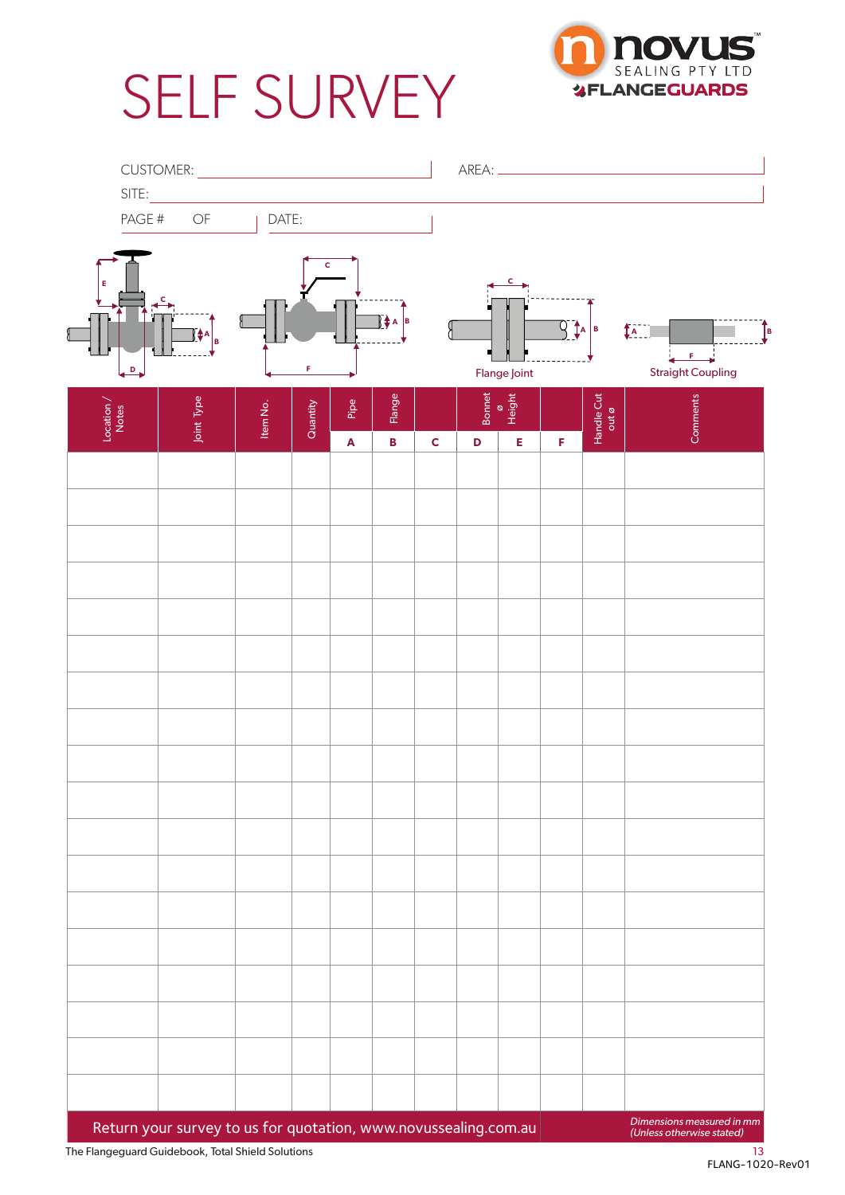# SELF SURVEY

novus SEALING PTY LTD FLANGEGUARDS

CUSTOMER: ______________________ AREA: ______________________

SITE: ______________________________________________

PAGE # ____ OF ____ DATE: ______________

Flange Joint

Straight Coupling

| Location / Notes | Joint Type | Item No. | Quantity | Pipe | Flange | | Bonnet ø | Height | | Handle Cut out ø | Comments |
|---|---|---|---|---|---|---|---|---|---|---|---|
| | | | | A | B | C | D | E | F | | |
| | | | | | | | | | | | |
| | | | | | | | | | | | |
| | | | | | | | | | | | |
| | | | | | | | | | | | |
| | | | | | | | | | | | |
| | | | | | | | | | | | |
| | | | | | | | | | | | |
| | | | | | | | | | | | |
| | | | | | | | | | | | |
| | | | | | | | | | | | |
| | | | | | | | | | | | |
| | | | | | | | | | | | |
| | | | | | | | | | | | |
| | | | | | | | | | | | |
| | | | | | | | | | | | |
| | | | | | | | | | | | |
| | | | | | | | | | | | |
| | | | | | | | | | | | |

Return your survey to us for quotation, www.novussealing.com.au

*Dimensions measured in mm (Unless otherwise stated)*

The Flangeguard Guidebook, Total Shield Solutions

FLANG-1020-Rev01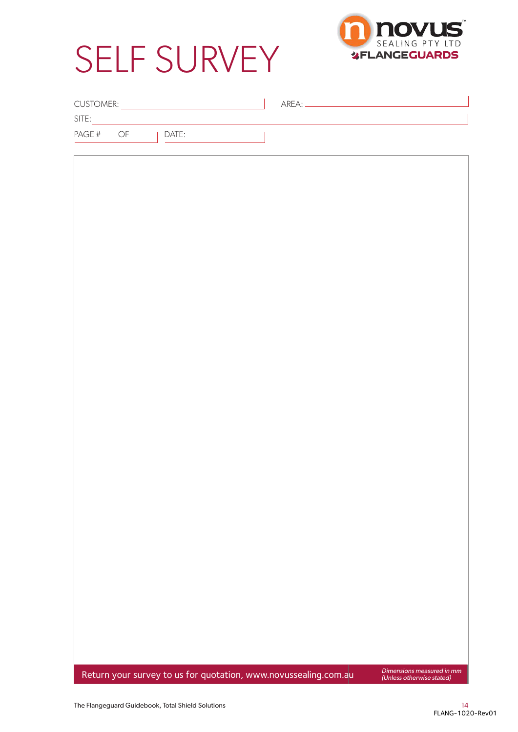# SELF SURVEY

novus SEALING PTY LTD FLANGEGUARDS

CUSTOMER: AREA:

SITE:

PAGE # OF DATE:

Return your survey to us for quotation, www.novussealing.com.au

*Dimensions measured in mm (Unless otherwise stated)*

The Flangeguard Guidebook, Total Shield Solutions

FLANG-1020-Rev01